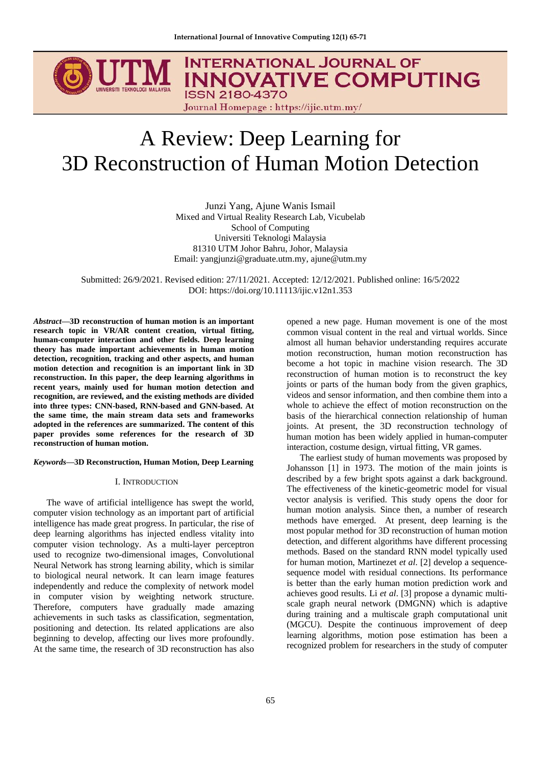# A Review: Deep Learning for 3D Reconstruction of Human Motion Detection

Junzi Yang, Ajune Wanis Ismail
Mixed and Virtual Reality Research Lab, Vicubelab
School of Computing
Universiti Teknologi Malaysia
81310 UTM Johor Bahru, Johor, Malaysia
Email: yangjunzi@graduate.utm.my, ajune@utm.my

Submitted: 26/9/2021. Revised edition: 27/11/2021. Accepted: 12/12/2021. Published online: 16/5/2022
DOI: https://doi.org/10.11113/ijic.v12n1.353

***Abstract*—3D reconstruction of human motion is an important research topic in VR/AR content creation, virtual fitting, human-computer interaction and other fields. Deep learning theory has made important achievements in human motion detection, recognition, tracking and other aspects, and human motion detection and recognition is an important link in 3D reconstruction. In this paper, the deep learning algorithms in recent years, mainly used for human motion detection and recognition, are reviewed, and the existing methods are divided into three types: CNN-based, RNN-based and GNN-based. At the same time, the main stream data sets and frameworks adopted in the references are summarized. The content of this paper provides some references for the research of 3D reconstruction of human motion.**

***Keywords*—3D Reconstruction, Human Motion, Deep Learning**

## I. Introduction

The wave of artificial intelligence has swept the world, computer vision technology as an important part of artificial intelligence has made great progress. In particular, the rise of deep learning algorithms has injected endless vitality into computer vision technology. As a multi-layer perceptron used to recognize two-dimensional images, Convolutional Neural Network has strong learning ability, which is similar to biological neural network. It can learn image features independently and reduce the complexity of network model in computer vision by weighting network structure. Therefore, computers have gradually made amazing achievements in such tasks as classification, segmentation, positioning and detection. Its related applications are also beginning to develop, affecting our lives more profoundly. At the same time, the research of 3D reconstruction has also opened a new page. Human movement is one of the most common visual content in the real and virtual worlds. Since almost all human behavior understanding requires accurate motion reconstruction, human motion reconstruction has become a hot topic in machine vision research. The 3D reconstruction of human motion is to reconstruct the key joints or parts of the human body from the given graphics, videos and sensor information, and then combine them into a whole to achieve the effect of motion reconstruction on the basis of the hierarchical connection relationship of human joints. At present, the 3D reconstruction technology of human motion has been widely applied in human-computer interaction, costume design, virtual fitting, VR games.

The earliest study of human movements was proposed by Johansson [1] in 1973. The motion of the main joints is described by a few bright spots against a dark background. The effectiveness of the kinetic-geometric model for visual vector analysis is verified. This study opens the door for human motion analysis. Since then, a number of research methods have emerged. At present, deep learning is the most popular method for 3D reconstruction of human motion detection, and different algorithms have different processing methods. Based on the standard RNN model typically used for human motion, Martinezet *et al*. [2] develop a sequence-sequence model with residual connections. Its performance is better than the early human motion prediction work and achieves good results. Li *et al*. [3] propose a dynamic multi-scale graph neural network (DMGNN) which is adaptive during training and a multiscale graph computational unit (MGCU). Despite the continuous improvement of deep learning algorithms, motion pose estimation has been a recognized problem for researchers in the study of computer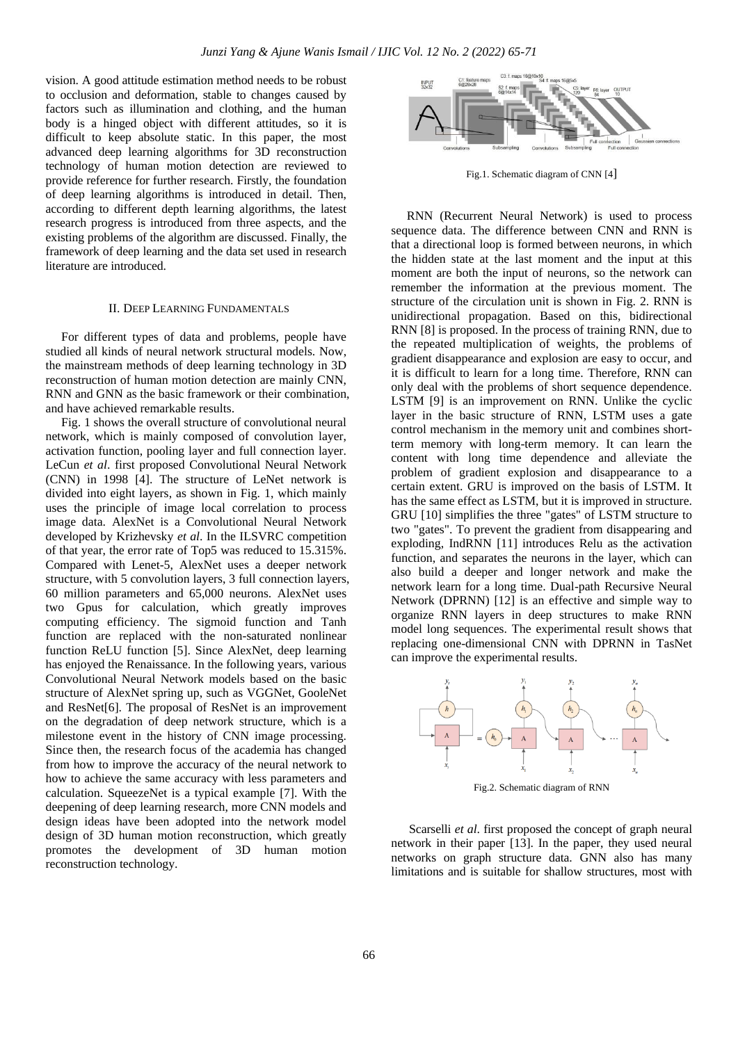vision. A good attitude estimation method needs to be robust to occlusion and deformation, stable to changes caused by factors such as illumination and clothing, and the human body is a hinged object with different attitudes, so it is difficult to keep absolute static. In this paper, the most advanced deep learning algorithms for 3D reconstruction technology of human motion detection are reviewed to provide reference for further research. Firstly, the foundation of deep learning algorithms is introduced in detail. Then, according to different depth learning algorithms, the latest research progress is introduced from three aspects, and the existing problems of the algorithm are discussed. Finally, the framework of deep learning and the data set used in research literature are introduced.

## II. Deep Learning Fundamentals

For different types of data and problems, people have studied all kinds of neural network structural models. Now, the mainstream methods of deep learning technology in 3D reconstruction of human motion detection are mainly CNN, RNN and GNN as the basic framework or their combination, and have achieved remarkable results.

Fig. 1 shows the overall structure of convolutional neural network, which is mainly composed of convolution layer, activation function, pooling layer and full connection layer. LeCun *et al*. first proposed Convolutional Neural Network (CNN) in 1998 [4]. The structure of LeNet network is divided into eight layers, as shown in Fig. 1, which mainly uses the principle of image local correlation to process image data. AlexNet is a Convolutional Neural Network developed by Krizhevsky *et al*. In the ILSVRC competition of that year, the error rate of Top5 was reduced to 15.315%. Compared with Lenet-5, AlexNet uses a deeper network structure, with 5 convolution layers, 3 full connection layers, 60 million parameters and 65,000 neurons. AlexNet uses two Gpus for calculation, which greatly improves computing efficiency. The sigmoid function and Tanh function are replaced with the non-saturated nonlinear function ReLU function [5]. Since AlexNet, deep learning has enjoyed the Renaissance. In the following years, various Convolutional Neural Network models based on the basic structure of AlexNet spring up, such as VGGNet, GooleNet and ResNet[6]. The proposal of ResNet is an improvement on the degradation of deep network structure, which is a milestone event in the history of CNN image processing. Since then, the research focus of the academia has changed from how to improve the accuracy of the neural network to how to achieve the same accuracy with less parameters and calculation. SqueezeNet is a typical example [7]. With the deepening of deep learning research, more CNN models and design ideas have been adopted into the network model design of 3D human motion reconstruction, which greatly promotes the development of 3D human motion reconstruction technology.

Fig.1. Schematic diagram of CNN [4]

RNN (Recurrent Neural Network) is used to process sequence data. The difference between CNN and RNN is that a directional loop is formed between neurons, in which the hidden state at the last moment and the input at this moment are both the input of neurons, so the network can remember the information at the previous moment. The structure of the circulation unit is shown in Fig. 2. RNN is unidirectional propagation. Based on this, bidirectional RNN [8] is proposed. In the process of training RNN, due to the repeated multiplication of weights, the problems of gradient disappearance and explosion are easy to occur, and it is difficult to learn for a long time. Therefore, RNN can only deal with the problems of short sequence dependence. LSTM [9] is an improvement on RNN. Unlike the cyclic layer in the basic structure of RNN, LSTM uses a gate control mechanism in the memory unit and combines short-term memory with long-term memory. It can learn the content with long time dependence and alleviate the problem of gradient explosion and disappearance to a certain extent. GRU is improved on the basis of LSTM. It has the same effect as LSTM, but it is improved in structure. GRU [10] simplifies the three "gates" of LSTM structure to two "gates". To prevent the gradient from disappearing and exploding, IndRNN [11] introduces Relu as the activation function, and separates the neurons in the layer, which can also build a deeper and longer network and make the network learn for a long time. Dual-path Recursive Neural Network (DPRNN) [12] is an effective and simple way to organize RNN layers in deep structures to make RNN model long sequences. The experimental result shows that replacing one-dimensional CNN with DPRNN in TasNet can improve the experimental results.

Fig.2. Schematic diagram of RNN

Scarselli *et al*. first proposed the concept of graph neural network in their paper [13]. In the paper, they used neural networks on graph structure data. GNN also has many limitations and is suitable for shallow structures, most with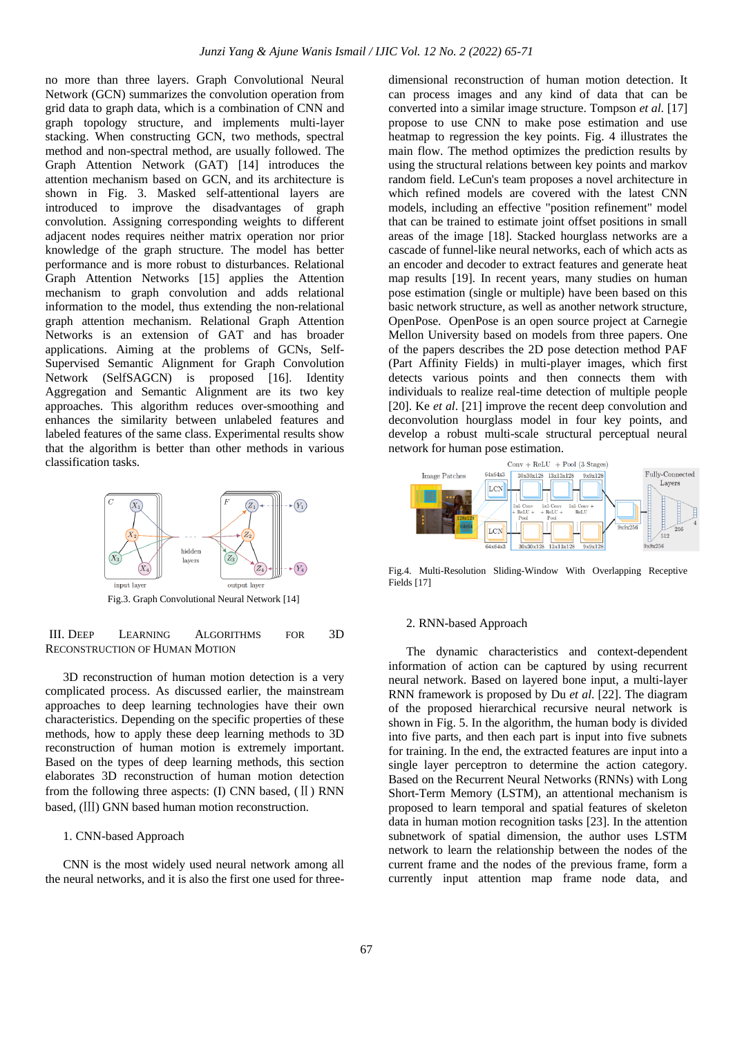no more than three layers. Graph Convolutional Neural Network (GCN) summarizes the convolution operation from grid data to graph data, which is a combination of CNN and graph topology structure, and implements multi-layer stacking. When constructing GCN, two methods, spectral method and non-spectral method, are usually followed. The Graph Attention Network (GAT) [14] introduces the attention mechanism based on GCN, and its architecture is shown in Fig. 3. Masked self-attentional layers are introduced to improve the disadvantages of graph convolution. Assigning corresponding weights to different adjacent nodes requires neither matrix operation nor prior knowledge of the graph structure. The model has better performance and is more robust to disturbances. Relational Graph Attention Networks [15] applies the Attention mechanism to graph convolution and adds relational information to the model, thus extending the non-relational graph attention mechanism. Relational Graph Attention Networks is an extension of GAT and has broader applications. Aiming at the problems of GCNs, Self-Supervised Semantic Alignment for Graph Convolution Network (SelfSAGCN) is proposed [16]. Identity Aggregation and Semantic Alignment are its two key approaches. This algorithm reduces over-smoothing and enhances the similarity between unlabeled features and labeled features of the same class. Experimental results show that the algorithm is better than other methods in various classification tasks.

Fig.3. Graph Convolutional Neural Network [14]

## III. Deep Learning Algorithms for 3D Reconstruction of Human Motion

3D reconstruction of human motion detection is a very complicated process. As discussed earlier, the mainstream approaches to deep learning technologies have their own characteristics. Depending on the specific properties of these methods, how to apply these deep learning methods to 3D reconstruction of human motion is extremely important. Based on the types of deep learning methods, this section elaborates 3D reconstruction of human motion detection from the following three aspects: (I) CNN based, (Ⅱ) RNN based, (Ⅲ) GNN based human motion reconstruction.

### 1. CNN-based Approach

CNN is the most widely used neural network among all the neural networks, and it is also the first one used for three-dimensional reconstruction of human motion detection. It can process images and any kind of data that can be converted into a similar image structure. Tompson *et al.* [17] propose to use CNN to make pose estimation and use heatmap to regression the key points. Fig. 4 illustrates the main flow. The method optimizes the prediction results by using the structural relations between key points and markov random field. LeCun's team proposes a novel architecture in which refined models are covered with the latest CNN models, including an effective "position refinement" model that can be trained to estimate joint offset positions in small areas of the image [18]. Stacked hourglass networks are a cascade of funnel-like neural networks, each of which acts as an encoder and decoder to extract features and generate heat map results [19]. In recent years, many studies on human pose estimation (single or multiple) have been based on this basic network structure, as well as another network structure, OpenPose. OpenPose is an open source project at Carnegie Mellon University based on models from three papers. One of the papers describes the 2D pose detection method PAF (Part Affinity Fields) in multi-player images, which first detects various points and then connects them with individuals to realize real-time detection of multiple people [20]. Ke *et al.* [21] improve the recent deep convolution and deconvolution hourglass model in four key points, and develop a robust multi-scale structural perceptual neural network for human pose estimation.

Fig.4. Multi-Resolution Sliding-Window With Overlapping Receptive Fields [17]

### 2. RNN-based Approach

The dynamic characteristics and context-dependent information of action can be captured by using recurrent neural network. Based on layered bone input, a multi-layer RNN framework is proposed by Du *et al.* [22]. The diagram of the proposed hierarchical recursive neural network is shown in Fig. 5. In the algorithm, the human body is divided into five parts, and then each part is input into five subnets for training. In the end, the extracted features are input into a single layer perceptron to determine the action category. Based on the Recurrent Neural Networks (RNNs) with Long Short-Term Memory (LSTM), an attentional mechanism is proposed to learn temporal and spatial features of skeleton data in human motion recognition tasks [23]. In the attention subnetwork of spatial dimension, the author uses LSTM network to learn the relationship between the nodes of the current frame and the nodes of the previous frame, form a currently input attention map frame node data, and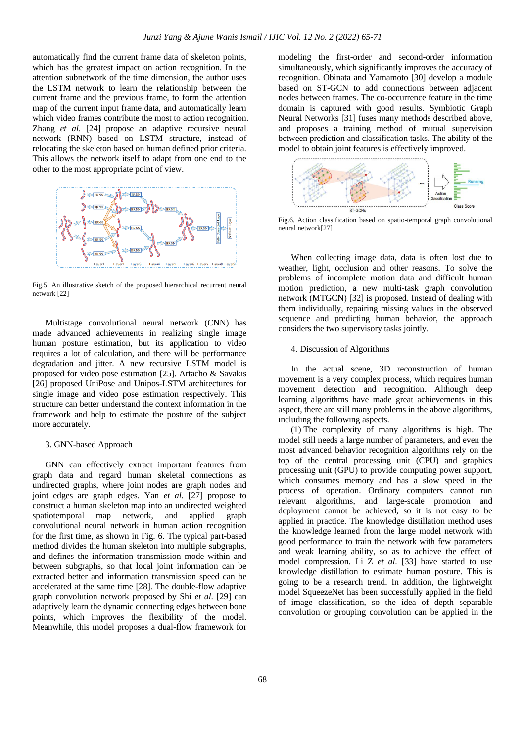automatically find the current frame data of skeleton points, which has the greatest impact on action recognition. In the attention subnetwork of the time dimension, the author uses the LSTM network to learn the relationship between the current frame and the previous frame, to form the attention map of the current input frame data, and automatically learn which video frames contribute the most to action recognition. Zhang *et al.* [24] propose an adaptive recursive neural network (RNN) based on LSTM structure, instead of relocating the skeleton based on human defined prior criteria. This allows the network itself to adapt from one end to the other to the most appropriate point of view.

Fig.5. An illustrative sketch of the proposed hierarchical recurrent neural network [22]

Multistage convolutional neural network (CNN) has made advanced achievements in realizing single image human posture estimation, but its application to video requires a lot of calculation, and there will be performance degradation and jitter. A new recursive LSTM model is proposed for video pose estimation [25]. Artacho & Savakis [26] proposed UniPose and Unipos-LSTM architectures for single image and video pose estimation respectively. This structure can better understand the context information in the framework and help to estimate the posture of the subject more accurately.

## 3. GNN-based Approach

GNN can effectively extract important features from graph data and regard human skeletal connections as undirected graphs, where joint nodes are graph nodes and joint edges are graph edges. Yan *et al.* [27] propose to construct a human skeleton map into an undirected weighted spatiotemporal map network, and applied graph convolutional neural network in human action recognition for the first time, as shown in Fig. 6. The typical part-based method divides the human skeleton into multiple subgraphs, and defines the information transmission mode within and between subgraphs, so that local joint information can be extracted better and information transmission speed can be accelerated at the same time [28]. The double-flow adaptive graph convolution network proposed by Shi *et al.* [29] can adaptively learn the dynamic connecting edges between bone points, which improves the flexibility of the model. Meanwhile, this model proposes a dual-flow framework for modeling the first-order and second-order information simultaneously, which significantly improves the accuracy of recognition. Obinata and Yamamoto [30] develop a module based on ST-GCN to add connections between adjacent nodes between frames. The co-occurrence feature in the time domain is captured with good results. Symbiotic Graph Neural Networks [31] fuses many methods described above, and proposes a training method of mutual supervision between prediction and classification tasks. The ability of the model to obtain joint features is effectively improved.

Fig.6. Action classification based on spatio-temporal graph convolutional neural network[27]

When collecting image data, data is often lost due to weather, light, occlusion and other reasons. To solve the problems of incomplete motion data and difficult human motion prediction, a new multi-task graph convolution network (MTGCN) [32] is proposed. Instead of dealing with them individually, repairing missing values in the observed sequence and predicting human behavior, the approach considers the two supervisory tasks jointly.

## 4. Discussion of Algorithms

In the actual scene, 3D reconstruction of human movement is a very complex process, which requires human movement detection and recognition. Although deep learning algorithms have made great achievements in this aspect, there are still many problems in the above algorithms, including the following aspects.

(1) The complexity of many algorithms is high. The model still needs a large number of parameters, and even the most advanced behavior recognition algorithms rely on the top of the central processing unit (CPU) and graphics processing unit (GPU) to provide computing power support, which consumes memory and has a slow speed in the process of operation. Ordinary computers cannot run relevant algorithms, and large-scale promotion and deployment cannot be achieved, so it is not easy to be applied in practice. The knowledge distillation method uses the knowledge learned from the large model network with good performance to train the network with few parameters and weak learning ability, so as to achieve the effect of model compression. Li Z *et al.* [33] have started to use knowledge distillation to estimate human posture. This is going to be a research trend. In addition, the lightweight model SqueezeNet has been successfully applied in the field of image classification, so the idea of depth separable convolution or grouping convolution can be applied in the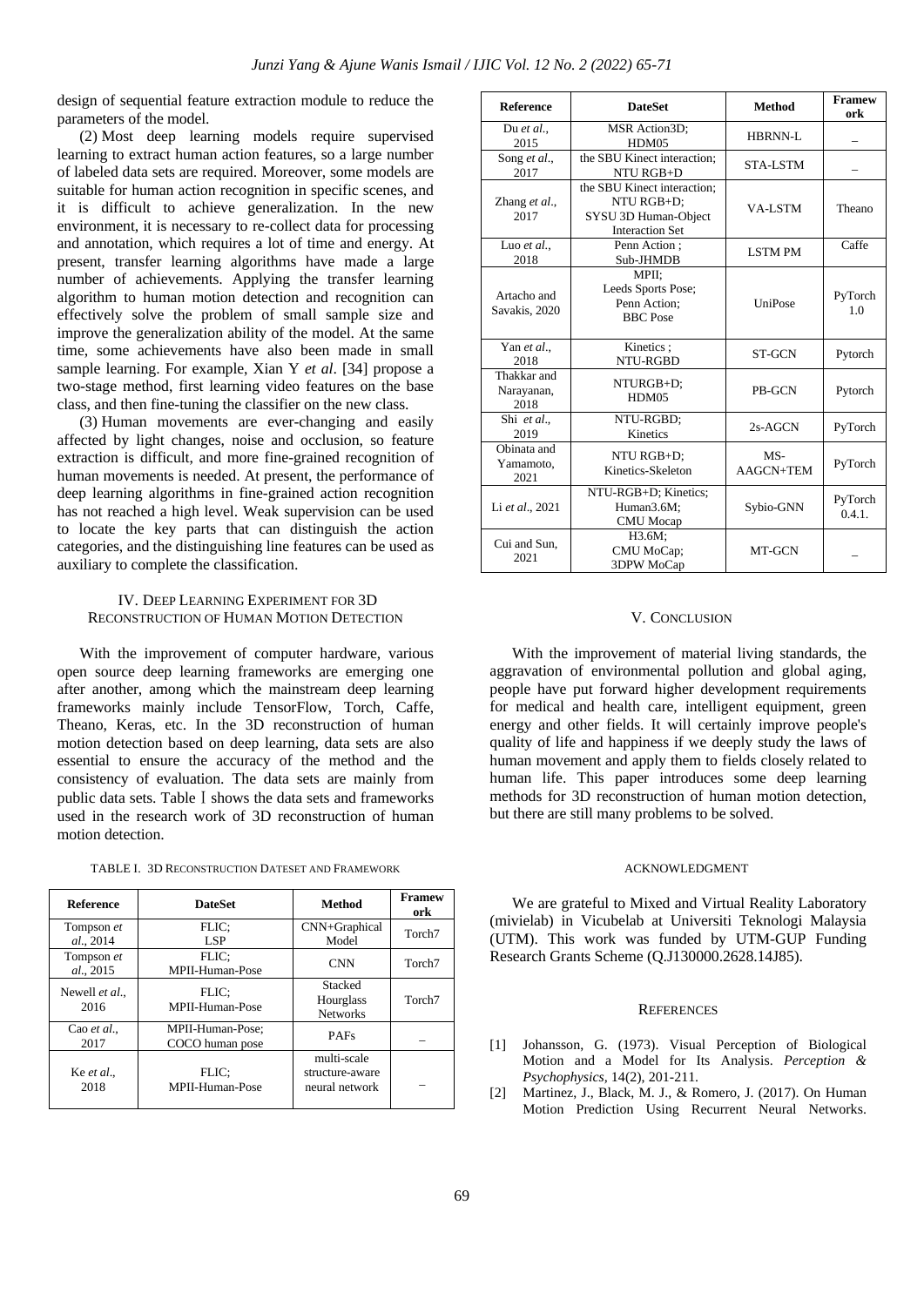design of sequential feature extraction module to reduce the parameters of the model.

(2) Most deep learning models require supervised learning to extract human action features, so a large number of labeled data sets are required. Moreover, some models are suitable for human action recognition in specific scenes, and it is difficult to achieve generalization. In the new environment, it is necessary to re-collect data for processing and annotation, which requires a lot of time and energy. At present, transfer learning algorithms have made a large number of achievements. Applying the transfer learning algorithm to human motion detection and recognition can effectively solve the problem of small sample size and improve the generalization ability of the model. At the same time, some achievements have also been made in small sample learning. For example, Xian Y *et al*. [34] propose a two-stage method, first learning video features on the base class, and then fine-tuning the classifier on the new class.

(3) Human movements are ever-changing and easily affected by light changes, noise and occlusion, so feature extraction is difficult, and more fine-grained recognition of human movements is needed. At present, the performance of deep learning algorithms in fine-grained action recognition has not reached a high level. Weak supervision can be used to locate the key parts that can distinguish the action categories, and the distinguishing line features can be used as auxiliary to complete the classification.

## IV. Deep Learning Experiment for 3D Reconstruction of Human Motion Detection

With the improvement of computer hardware, various open source deep learning frameworks are emerging one after another, among which the mainstream deep learning frameworks mainly include TensorFlow, Torch, Caffe, Theano, Keras, etc. In the 3D reconstruction of human motion detection based on deep learning, data sets are also essential to ensure the accuracy of the method and the consistency of evaluation. The data sets are mainly from public data sets. Table Ⅰ shows the data sets and frameworks used in the research work of 3D reconstruction of human motion detection.

TABLE I. 3D Reconstruction Dateset and Framework

| Reference | DateSet | Method | Framework |
|---|---|---|---|
| Tompson *et al*., 2014 | FLIC; LSP | CNN+Graphical Model | Torch7 |
| Tompson *et al*., 2015 | FLIC; MPII-Human-Pose | CNN | Torch7 |
| Newell *et al*., 2016 | FLIC; MPII-Human-Pose | Stacked Hourglass Networks | Torch7 |
| Cao *et al*., 2017 | MPII-Human-Pose; COCO human pose | PAFs | – |
| Ke *et al*., 2018 | FLIC; MPII-Human-Pose | multi-scale structure-aware neural network | – |
| Du *et al*., 2015 | MSR Action3D; HDM05 | HBRNN-L | – |
| Song *et al*., 2017 | the SBU Kinect interaction; NTU RGB+D | STA-LSTM | – |
| Zhang *et al*., 2017 | the SBU Kinect interaction; NTU RGB+D; SYSU 3D Human-Object Interaction Set | VA-LSTM | Theano |
| Luo *et al*., 2018 | Penn Action ; Sub-JHMDB | LSTM PM | Caffe |
| Artacho and Savakis, 2020 | MPII; Leeds Sports Pose; Penn Action; BBC Pose | UniPose | PyTorch 1.0 |
| Yan *et al*., 2018 | Kinetics ; NTU-RGBD | ST-GCN | Pytorch |
| Thakkar and Narayanan, 2018 | NTURGB+D; HDM05 | PB-GCN | Pytorch |
| Shi *et al*., 2019 | NTU-RGBD; Kinetics | 2s-AGCN | PyTorch |
| Obinata and Yamamoto, 2021 | NTU RGB+D; Kinetics-Skeleton | MS-AAGCN+TEM | PyTorch |
| Li *et al*., 2021 | NTU-RGB+D; Kinetics; Human3.6M; CMU Mocap | Sybio-GNN | PyTorch 0.4.1. |
| Cui and Sun, 2021 | H3.6M; CMU MoCap; 3DPW MoCap | MT-GCN | – |

## V. Conclusion

With the improvement of material living standards, the aggravation of environmental pollution and global aging, people have put forward higher development requirements for medical and health care, intelligent equipment, green energy and other fields. It will certainly improve people's quality of life and happiness if we deeply study the laws of human movement and apply them to fields closely related to human life. This paper introduces some deep learning methods for 3D reconstruction of human motion detection, but there are still many problems to be solved.

## Acknowledgment

We are grateful to Mixed and Virtual Reality Laboratory (mivielab) in Vicubelab at Universiti Teknologi Malaysia (UTM). This work was funded by UTM-GUP Funding Research Grants Scheme (Q.J130000.2628.14J85).

## References

[1] Johansson, G. (1973). Visual Perception of Biological Motion and a Model for Its Analysis. *Perception & Psychophysics*, 14(2), 201-211.

[2] Martinez, J., Black, M. J., & Romero, J. (2017). On Human Motion Prediction Using Recurrent Neural Networks.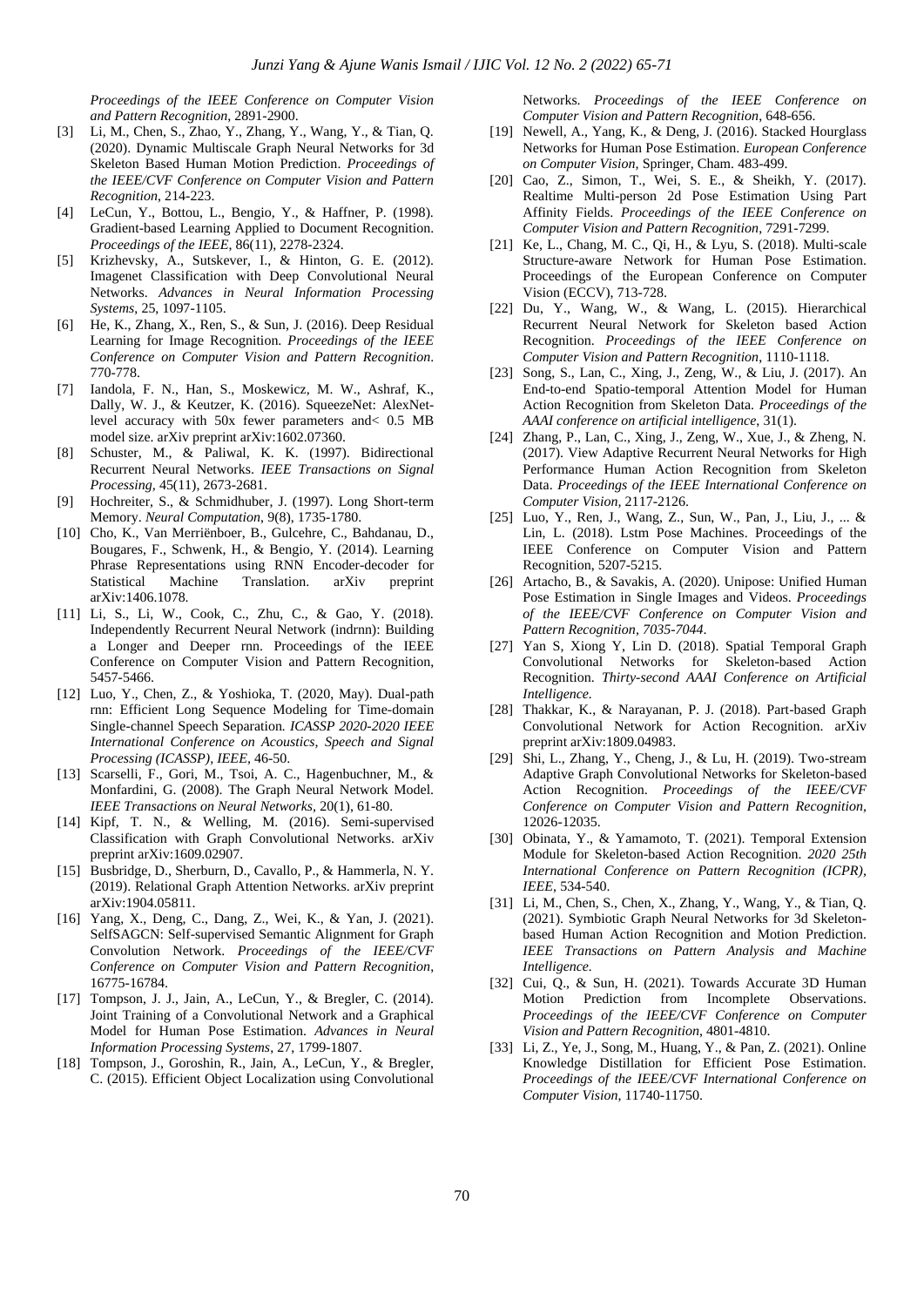*Proceedings of the IEEE Conference on Computer Vision and Pattern Recognition*, 2891-2900.

[3] Li, M., Chen, S., Zhao, Y., Zhang, Y., Wang, Y., & Tian, Q. (2020). Dynamic Multiscale Graph Neural Networks for 3d Skeleton Based Human Motion Prediction. *Proceedings of the IEEE/CVF Conference on Computer Vision and Pattern Recognition*, 214-223.

[4] LeCun, Y., Bottou, L., Bengio, Y., & Haffner, P. (1998). Gradient-based Learning Applied to Document Recognition. *Proceedings of the IEEE*, 86(11), 2278-2324.

[5] Krizhevsky, A., Sutskever, I., & Hinton, G. E. (2012). Imagenet Classification with Deep Convolutional Neural Networks. *Advances in Neural Information Processing Systems*, 25, 1097-1105.

[6] He, K., Zhang, X., Ren, S., & Sun, J. (2016). Deep Residual Learning for Image Recognition. *Proceedings of the IEEE Conference on Computer Vision and Pattern Recognition*. 770-778.

[7] Iandola, F. N., Han, S., Moskewicz, M. W., Ashraf, K., Dally, W. J., & Keutzer, K. (2016). SqueezeNet: AlexNet-level accuracy with 50x fewer parameters and< 0.5 MB model size. arXiv preprint arXiv:1602.07360.

[8] Schuster, M., & Paliwal, K. K. (1997). Bidirectional Recurrent Neural Networks. *IEEE Transactions on Signal Processing*, 45(11), 2673-2681.

[9] Hochreiter, S., & Schmidhuber, J. (1997). Long Short-term Memory. *Neural Computation*, 9(8), 1735-1780.

[10] Cho, K., Van Merriënboer, B., Gulcehre, C., Bahdanau, D., Bougares, F., Schwenk, H., & Bengio, Y. (2014). Learning Phrase Representations using RNN Encoder-decoder for Statistical Machine Translation. arXiv preprint arXiv:1406.1078.

[11] Li, S., Li, W., Cook, C., Zhu, C., & Gao, Y. (2018). Independently Recurrent Neural Network (indrnn): Building a Longer and Deeper rnn. Proceedings of the IEEE Conference on Computer Vision and Pattern Recognition, 5457-5466.

[12] Luo, Y., Chen, Z., & Yoshioka, T. (2020, May). Dual-path rnn: Efficient Long Sequence Modeling for Time-domain Single-channel Speech Separation. *ICASSP 2020-2020 IEEE International Conference on Acoustics, Speech and Signal Processing (ICASSP), IEEE*, 46-50.

[13] Scarselli, F., Gori, M., Tsoi, A. C., Hagenbuchner, M., & Monfardini, G. (2008). The Graph Neural Network Model. *IEEE Transactions on Neural Networks*, 20(1), 61-80.

[14] Kipf, T. N., & Welling, M. (2016). Semi-supervised Classification with Graph Convolutional Networks. arXiv preprint arXiv:1609.02907.

[15] Busbridge, D., Sherburn, D., Cavallo, P., & Hammerla, N. Y. (2019). Relational Graph Attention Networks. arXiv preprint arXiv:1904.05811.

[16] Yang, X., Deng, C., Dang, Z., Wei, K., & Yan, J. (2021). SelfSAGCN: Self-supervised Semantic Alignment for Graph Convolution Network. *Proceedings of the IEEE/CVF Conference on Computer Vision and Pattern Recognition*, 16775-16784.

[17] Tompson, J. J., Jain, A., LeCun, Y., & Bregler, C. (2014). Joint Training of a Convolutional Network and a Graphical Model for Human Pose Estimation. *Advances in Neural Information Processing Systems*, 27, 1799-1807.

[18] Tompson, J., Goroshin, R., Jain, A., LeCun, Y., & Bregler, C. (2015). Efficient Object Localization using Convolutional Networks. *Proceedings of the IEEE Conference on Computer Vision and Pattern Recognition*, 648-656.

[19] Newell, A., Yang, K., & Deng, J. (2016). Stacked Hourglass Networks for Human Pose Estimation. *European Conference on Computer Vision*, Springer, Cham. 483-499.

[20] Cao, Z., Simon, T., Wei, S. E., & Sheikh, Y. (2017). Realtime Multi-person 2d Pose Estimation Using Part Affinity Fields. *Proceedings of the IEEE Conference on Computer Vision and Pattern Recognition*, 7291-7299.

[21] Ke, L., Chang, M. C., Qi, H., & Lyu, S. (2018). Multi-scale Structure-aware Network for Human Pose Estimation. Proceedings of the European Conference on Computer Vision (ECCV), 713-728.

[22] Du, Y., Wang, W., & Wang, L. (2015). Hierarchical Recurrent Neural Network for Skeleton based Action Recognition. *Proceedings of the IEEE Conference on Computer Vision and Pattern Recognition*, 1110-1118.

[23] Song, S., Lan, C., Xing, J., Zeng, W., & Liu, J. (2017). An End-to-end Spatio-temporal Attention Model for Human Action Recognition from Skeleton Data. *Proceedings of the AAAI conference on artificial intelligence*, 31(1).

[24] Zhang, P., Lan, C., Xing, J., Zeng, W., Xue, J., & Zheng, N. (2017). View Adaptive Recurrent Neural Networks for High Performance Human Action Recognition from Skeleton Data. *Proceedings of the IEEE International Conference on Computer Vision*, 2117-2126.

[25] Luo, Y., Ren, J., Wang, Z., Sun, W., Pan, J., Liu, J., ... & Lin, L. (2018). Lstm Pose Machines. Proceedings of the IEEE Conference on Computer Vision and Pattern Recognition, 5207-5215.

[26] Artacho, B., & Savakis, A. (2020). Unipose: Unified Human Pose Estimation in Single Images and Videos. *Proceedings of the IEEE/CVF Conference on Computer Vision and Pattern Recognition, 7035-7044*.

[27] Yan S, Xiong Y, Lin D. (2018). Spatial Temporal Graph Convolutional Networks for Skeleton-based Action Recognition. *Thirty-second AAAI Conference on Artificial Intelligence.*

[28] Thakkar, K., & Narayanan, P. J. (2018). Part-based Graph Convolutional Network for Action Recognition. arXiv preprint arXiv:1809.04983.

[29] Shi, L., Zhang, Y., Cheng, J., & Lu, H. (2019). Two-stream Adaptive Graph Convolutional Networks for Skeleton-based Action Recognition. *Proceedings of the IEEE/CVF Conference on Computer Vision and Pattern Recognition*, 12026-12035.

[30] Obinata, Y., & Yamamoto, T. (2021). Temporal Extension Module for Skeleton-based Action Recognition. *2020 25th International Conference on Pattern Recognition (ICPR), IEEE*, 534-540.

[31] Li, M., Chen, S., Chen, X., Zhang, Y., Wang, Y., & Tian, Q. (2021). Symbiotic Graph Neural Networks for 3d Skeleton-based Human Action Recognition and Motion Prediction. *IEEE Transactions on Pattern Analysis and Machine Intelligence.*

[32] Cui, Q., & Sun, H. (2021). Towards Accurate 3D Human Motion Prediction from Incomplete Observations. *Proceedings of the IEEE/CVF Conference on Computer Vision and Pattern Recognition*, 4801-4810.

[33] Li, Z., Ye, J., Song, M., Huang, Y., & Pan, Z. (2021). Online Knowledge Distillation for Efficient Pose Estimation. *Proceedings of the IEEE/CVF International Conference on Computer Vision*, 11740-11750.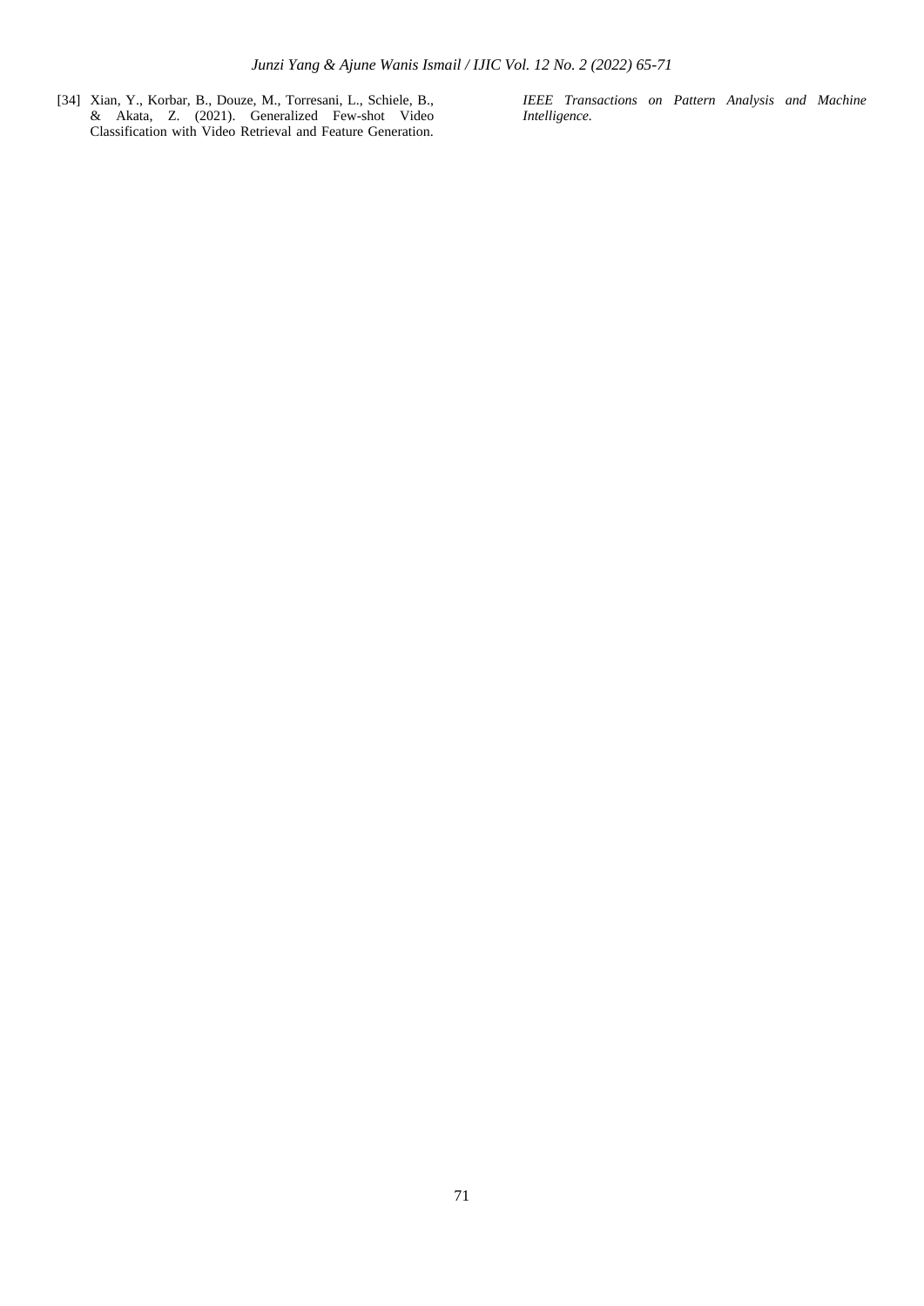[34] Xian, Y., Korbar, B., Douze, M., Torresani, L., Schiele, B., & Akata, Z. (2021). Generalized Few-shot Video Classification with Video Retrieval and Feature Generation. *IEEE Transactions on Pattern Analysis and Machine Intelligence*.